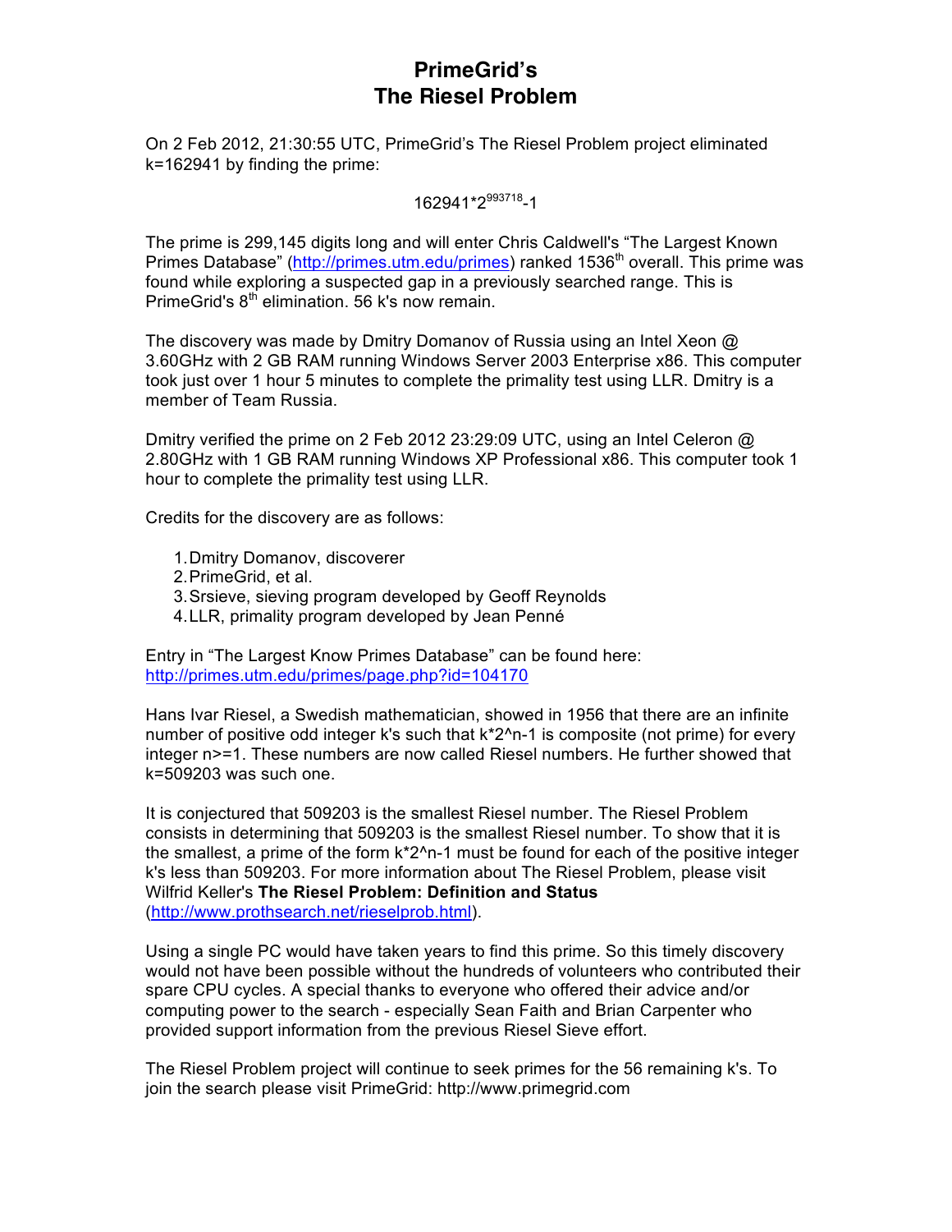# PrimeGrid's
# The Riesel Problem

On 2 Feb 2012, 21:30:55 UTC, PrimeGrid's The Riesel Problem project eliminated k=162941 by finding the prime:

$$162941 \cdot 2^{993718}-1$$

The prime is 299,145 digits long and will enter Chris Caldwell's "The Largest Known Primes Database" (http://primes.utm.edu/primes) ranked 1536th overall. This prime was found while exploring a suspected gap in a previously searched range. This is PrimeGrid's 8th elimination. 56 k's now remain.

The discovery was made by Dmitry Domanov of Russia using an Intel Xeon @ 3.60GHz with 2 GB RAM running Windows Server 2003 Enterprise x86. This computer took just over 1 hour 5 minutes to complete the primality test using LLR. Dmitry is a member of Team Russia.

Dmitry verified the prime on 2 Feb 2012 23:29:09 UTC, using an Intel Celeron @ 2.80GHz with 1 GB RAM running Windows XP Professional x86. This computer took 1 hour to complete the primality test using LLR.

Credits for the discovery are as follows:

1. Dmitry Domanov, discoverer
2. PrimeGrid, et al.
3. Srsieve, sieving program developed by Geoff Reynolds
4. LLR, primality program developed by Jean Penné

Entry in "The Largest Know Primes Database" can be found here: http://primes.utm.edu/primes/page.php?id=104170

Hans Ivar Riesel, a Swedish mathematician, showed in 1956 that there are an infinite number of positive odd integer k's such that k*2^n-1 is composite (not prime) for every integer n>=1. These numbers are now called Riesel numbers. He further showed that k=509203 was such one.

It is conjectured that 509203 is the smallest Riesel number. The Riesel Problem consists in determining that 509203 is the smallest Riesel number. To show that it is the smallest, a prime of the form k*2^n-1 must be found for each of the positive integer k's less than 509203. For more information about The Riesel Problem, please visit Wilfrid Keller's **The Riesel Problem: Definition and Status** (http://www.prothsearch.net/rieselprob.html).

Using a single PC would have taken years to find this prime. So this timely discovery would not have been possible without the hundreds of volunteers who contributed their spare CPU cycles. A special thanks to everyone who offered their advice and/or computing power to the search - especially Sean Faith and Brian Carpenter who provided support information from the previous Riesel Sieve effort.

The Riesel Problem project will continue to seek primes for the 56 remaining k's. To join the search please visit PrimeGrid: http://www.primegrid.com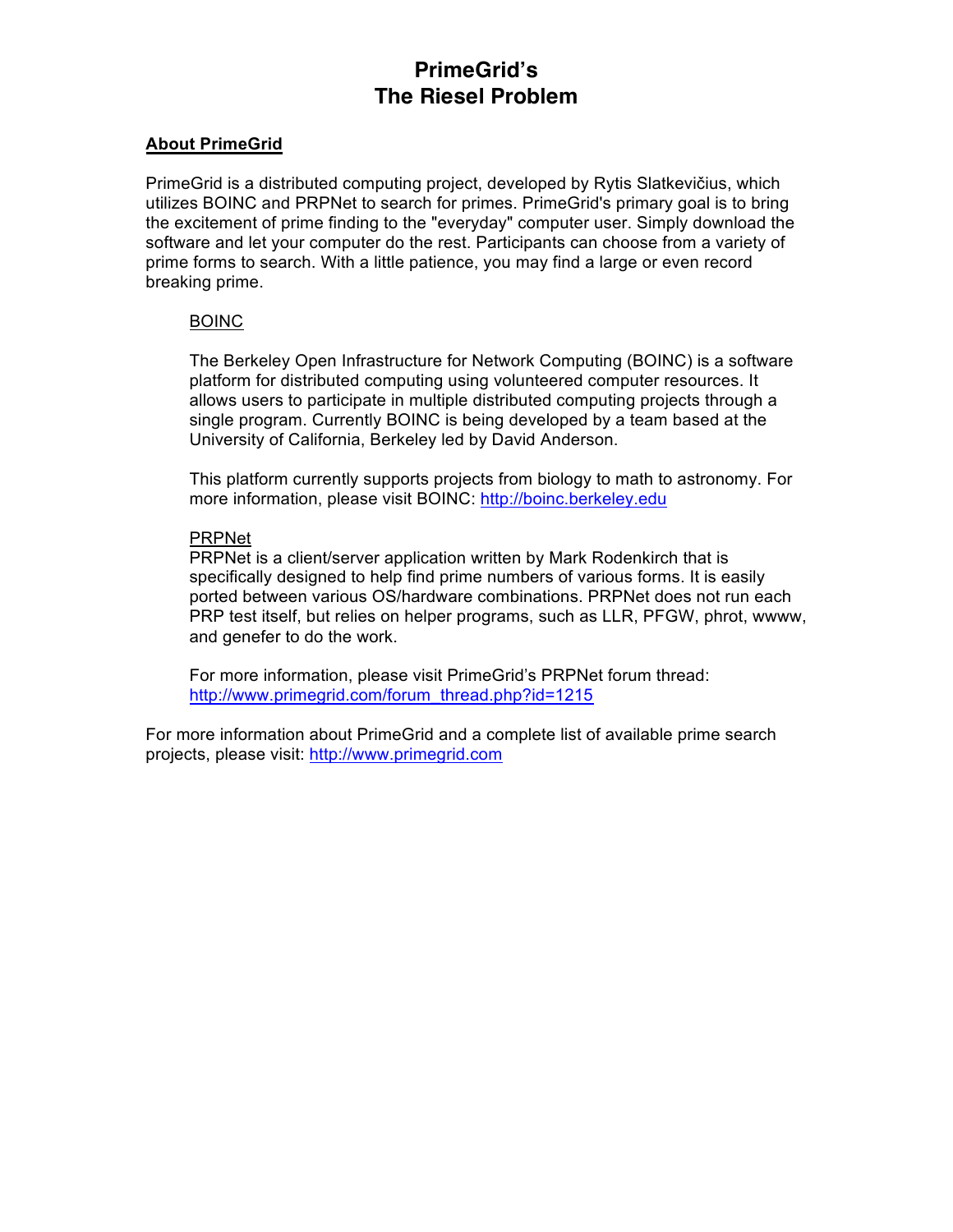# PrimeGrid's The Riesel Problem

## About PrimeGrid

PrimeGrid is a distributed computing project, developed by Rytis Slatkevičius, which utilizes BOINC and PRPNet to search for primes. PrimeGrid's primary goal is to bring the excitement of prime finding to the "everyday" computer user. Simply download the software and let your computer do the rest. Participants can choose from a variety of prime forms to search. With a little patience, you may find a large or even record breaking prime.

### BOINC

The Berkeley Open Infrastructure for Network Computing (BOINC) is a software platform for distributed computing using volunteered computer resources. It allows users to participate in multiple distributed computing projects through a single program. Currently BOINC is being developed by a team based at the University of California, Berkeley led by David Anderson.

This platform currently supports projects from biology to math to astronomy. For more information, please visit BOINC: [http://boinc.berkeley.edu](http://boinc.berkeley.edu)

### PRPNet

PRPNet is a client/server application written by Mark Rodenkirch that is specifically designed to help find prime numbers of various forms. It is easily ported between various OS/hardware combinations. PRPNet does not run each PRP test itself, but relies on helper programs, such as LLR, PFGW, phrot, wwww, and genefer to do the work.

For more information, please visit PrimeGrid's PRPNet forum thread: [http://www.primegrid.com/forum_thread.php?id=1215](http://www.primegrid.com/forum_thread.php?id=1215)

For more information about PrimeGrid and a complete list of available prime search projects, please visit: [http://www.primegrid.com](http://www.primegrid.com)